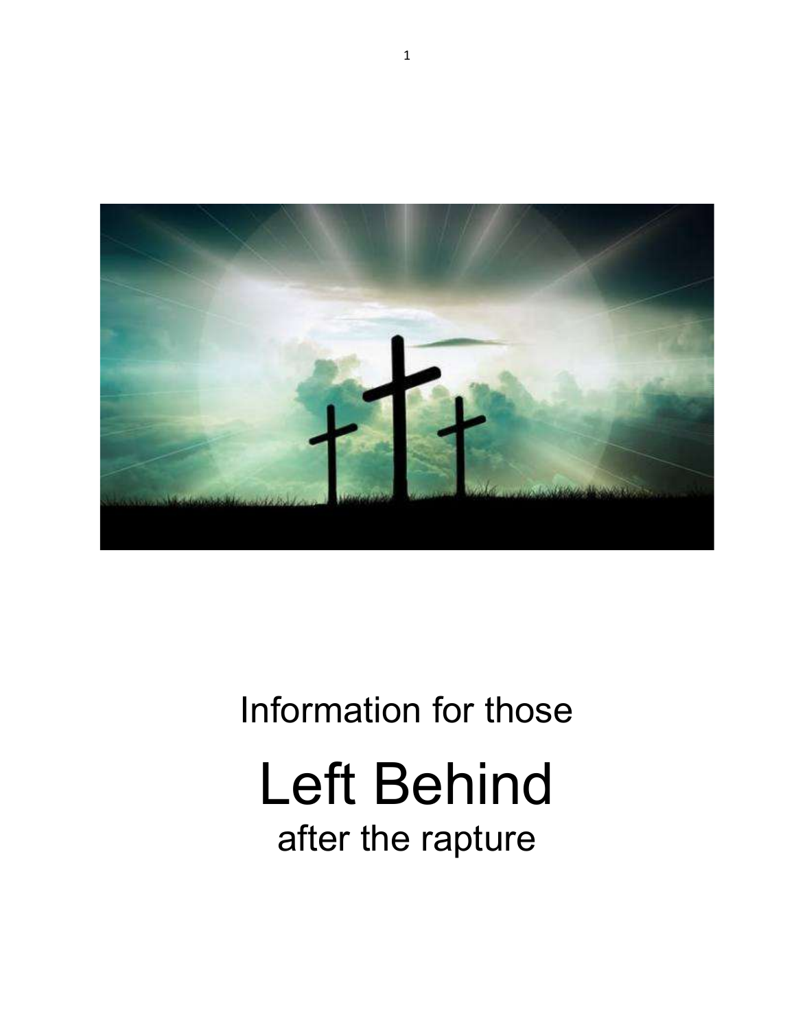Information for those

# Left Behind

after the rapture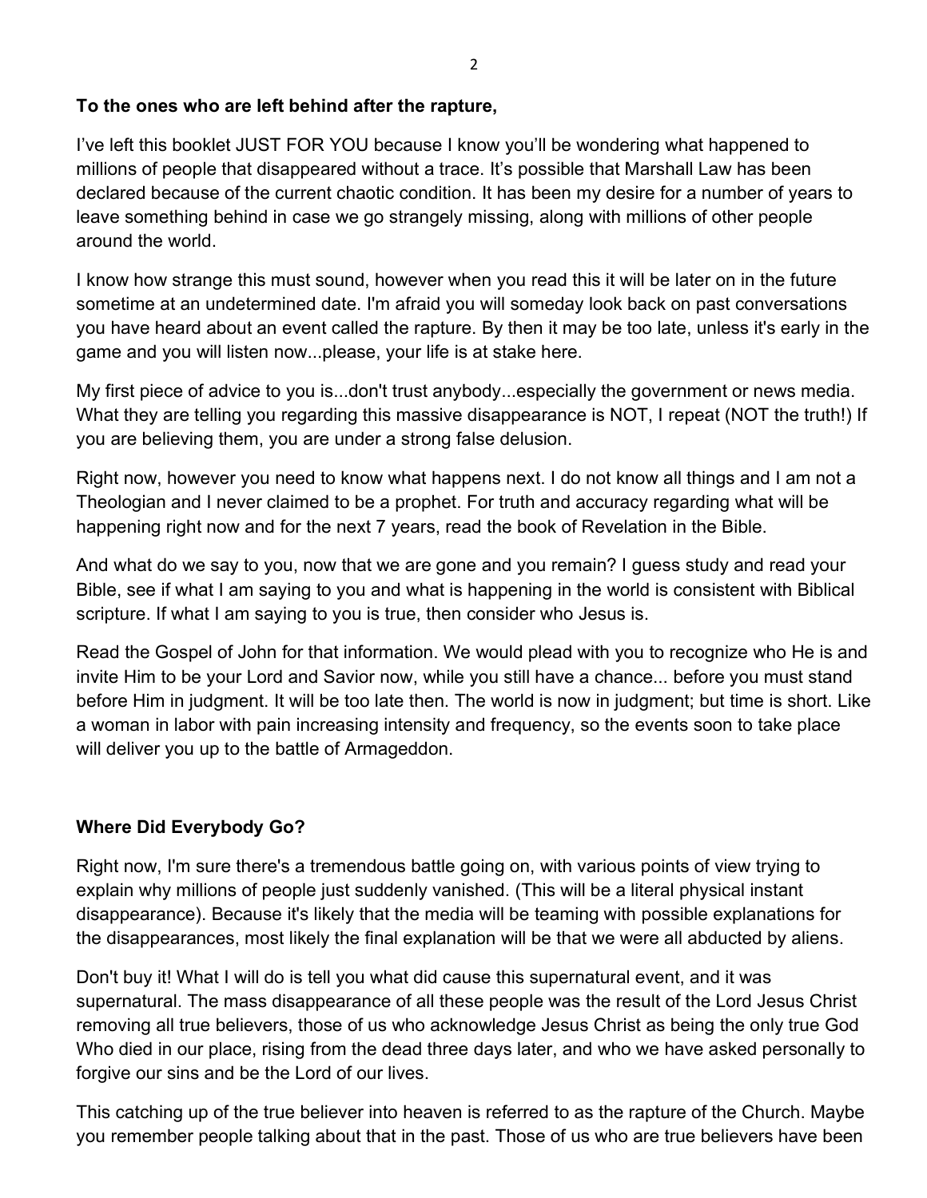**To the ones who are left behind after the rapture,**

I've left this booklet JUST FOR YOU because I know you'll be wondering what happened to millions of people that disappeared without a trace. It's possible that Marshall Law has been declared because of the current chaotic condition. It has been my desire for a number of years to leave something behind in case we go strangely missing, along with millions of other people around the world.

I know how strange this must sound, however when you read this it will be later on in the future sometime at an undetermined date. I'm afraid you will someday look back on past conversations you have heard about an event called the rapture. By then it may be too late, unless it's early in the game and you will listen now...please, your life is at stake here.

My first piece of advice to you is...don't trust anybody...especially the government or news media. What they are telling you regarding this massive disappearance is NOT, I repeat (NOT the truth!) If you are believing them, you are under a strong false delusion.

Right now, however you need to know what happens next. I do not know all things and I am not a Theologian and I never claimed to be a prophet. For truth and accuracy regarding what will be happening right now and for the next 7 years, read the book of Revelation in the Bible.

And what do we say to you, now that we are gone and you remain? I guess study and read your Bible, see if what I am saying to you and what is happening in the world is consistent with Biblical scripture. If what I am saying to you is true, then consider who Jesus is.

Read the Gospel of John for that information. We would plead with you to recognize who He is and invite Him to be your Lord and Savior now, while you still have a chance... before you must stand before Him in judgment. It will be too late then. The world is now in judgment; but time is short. Like a woman in labor with pain increasing intensity and frequency, so the events soon to take place will deliver you up to the battle of Armageddon.

**Where Did Everybody Go?**

Right now, I'm sure there's a tremendous battle going on, with various points of view trying to explain why millions of people just suddenly vanished. (This will be a literal physical instant disappearance). Because it's likely that the media will be teaming with possible explanations for the disappearances, most likely the final explanation will be that we were all abducted by aliens.

Don't buy it! What I will do is tell you what did cause this supernatural event, and it was supernatural. The mass disappearance of all these people was the result of the Lord Jesus Christ removing all true believers, those of us who acknowledge Jesus Christ as being the only true God Who died in our place, rising from the dead three days later, and who we have asked personally to forgive our sins and be the Lord of our lives.

This catching up of the true believer into heaven is referred to as the rapture of the Church. Maybe you remember people talking about that in the past. Those of us who are true believers have been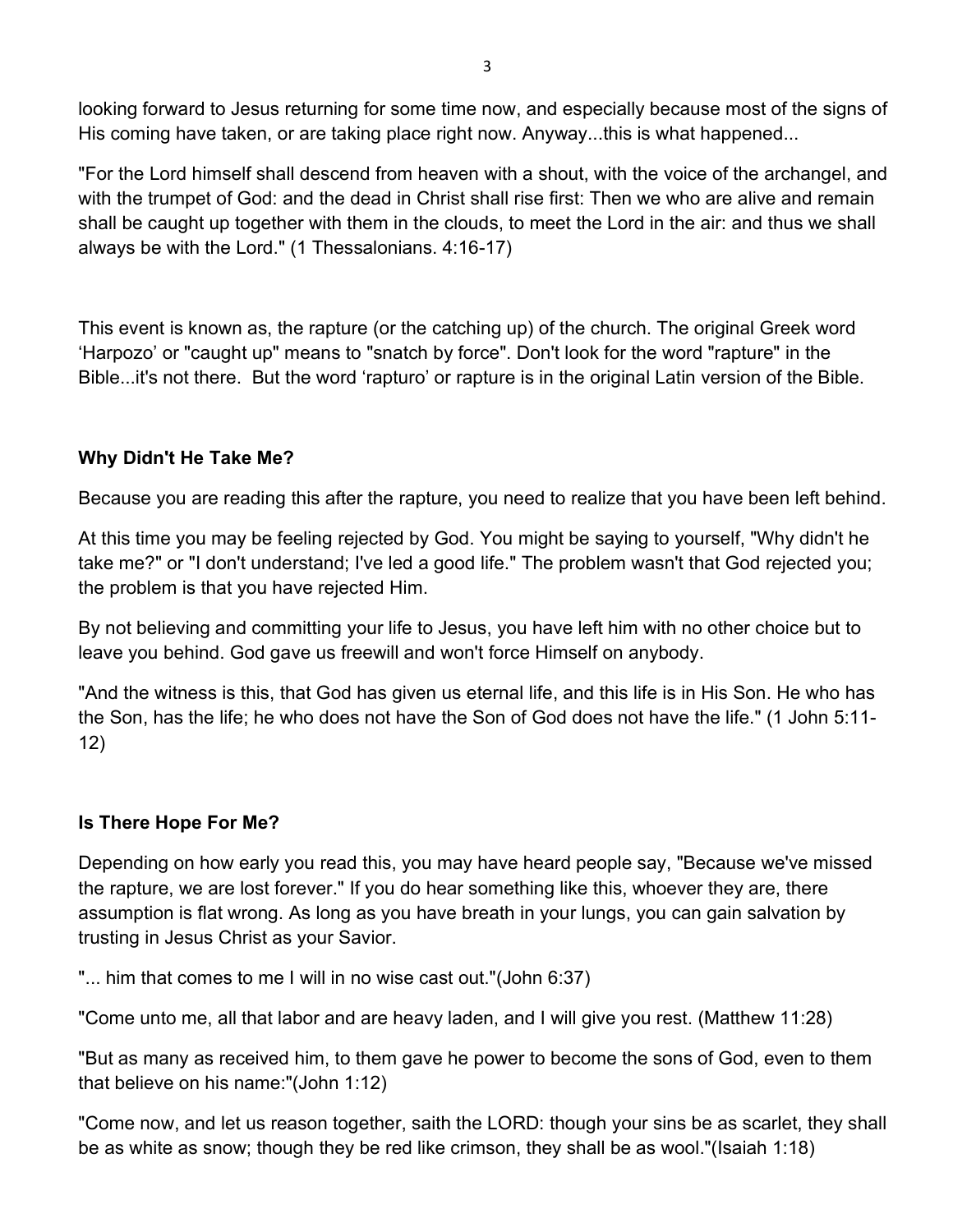looking forward to Jesus returning for some time now, and especially because most of the signs of His coming have taken, or are taking place right now. Anyway...this is what happened...

"For the Lord himself shall descend from heaven with a shout, with the voice of the archangel, and with the trumpet of God: and the dead in Christ shall rise first: Then we who are alive and remain shall be caught up together with them in the clouds, to meet the Lord in the air: and thus we shall always be with the Lord." (1 Thessalonians. 4:16-17)

This event is known as, the rapture (or the catching up) of the church. The original Greek word 'Harpozo' or "caught up" means to "snatch by force". Don't look for the word "rapture" in the Bible...it's not there. But the word 'rapturo' or rapture is in the original Latin version of the Bible.

**Why Didn't He Take Me?**

Because you are reading this after the rapture, you need to realize that you have been left behind.

At this time you may be feeling rejected by God. You might be saying to yourself, "Why didn't he take me?" or "I don't understand; I've led a good life." The problem wasn't that God rejected you; the problem is that you have rejected Him.

By not believing and committing your life to Jesus, you have left him with no other choice but to leave you behind. God gave us freewill and won't force Himself on anybody.

"And the witness is this, that God has given us eternal life, and this life is in His Son. He who has the Son, has the life; he who does not have the Son of God does not have the life." (1 John 5:11-12)

**Is There Hope For Me?**

Depending on how early you read this, you may have heard people say, "Because we've missed the rapture, we are lost forever." If you do hear something like this, whoever they are, there assumption is flat wrong. As long as you have breath in your lungs, you can gain salvation by trusting in Jesus Christ as your Savior.

"... him that comes to me I will in no wise cast out."(John 6:37)

"Come unto me, all that labor and are heavy laden, and I will give you rest. (Matthew 11:28)

"But as many as received him, to them gave he power to become the sons of God, even to them that believe on his name:"(John 1:12)

"Come now, and let us reason together, saith the LORD: though your sins be as scarlet, they shall be as white as snow; though they be red like crimson, they shall be as wool."(Isaiah 1:18)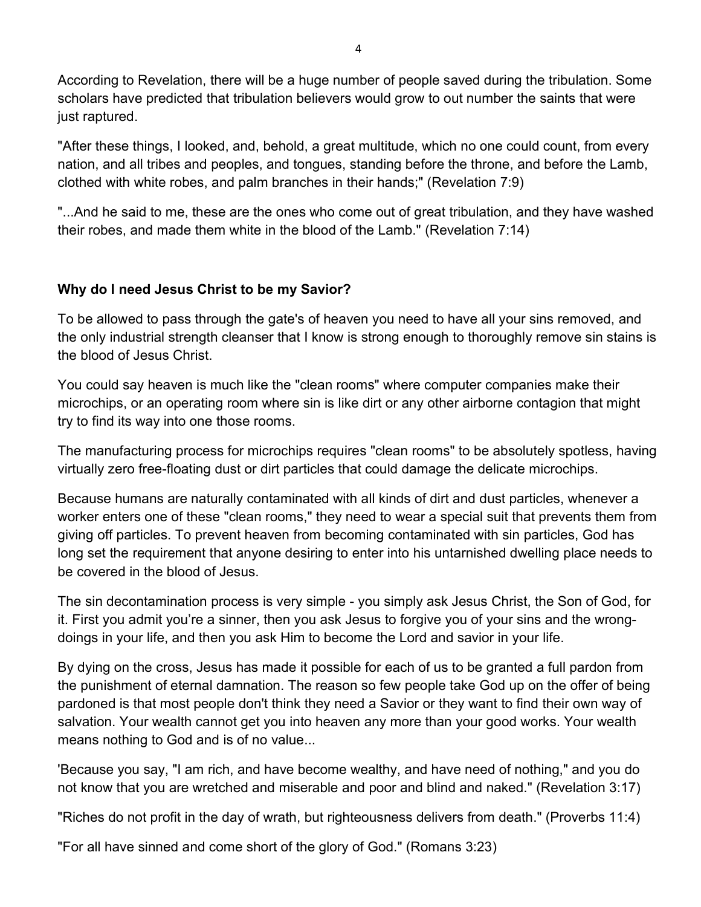According to Revelation, there will be a huge number of people saved during the tribulation. Some scholars have predicted that tribulation believers would grow to out number the saints that were just raptured.

"After these things, I looked, and, behold, a great multitude, which no one could count, from every nation, and all tribes and peoples, and tongues, standing before the throne, and before the Lamb, clothed with white robes, and palm branches in their hands;" (Revelation 7:9)

"...And he said to me, these are the ones who come out of great tribulation, and they have washed their robes, and made them white in the blood of the Lamb." (Revelation 7:14)

**Why do I need Jesus Christ to be my Savior?**

To be allowed to pass through the gate's of heaven you need to have all your sins removed, and the only industrial strength cleanser that I know is strong enough to thoroughly remove sin stains is the blood of Jesus Christ.

You could say heaven is much like the "clean rooms" where computer companies make their microchips, or an operating room where sin is like dirt or any other airborne contagion that might try to find its way into one those rooms.

The manufacturing process for microchips requires "clean rooms" to be absolutely spotless, having virtually zero free-floating dust or dirt particles that could damage the delicate microchips.

Because humans are naturally contaminated with all kinds of dirt and dust particles, whenever a worker enters one of these "clean rooms," they need to wear a special suit that prevents them from giving off particles. To prevent heaven from becoming contaminated with sin particles, God has long set the requirement that anyone desiring to enter into his untarnished dwelling place needs to be covered in the blood of Jesus.

The sin decontamination process is very simple - you simply ask Jesus Christ, the Son of God, for it. First you admit you're a sinner, then you ask Jesus to forgive you of your sins and the wrong-doings in your life, and then you ask Him to become the Lord and savior in your life.

By dying on the cross, Jesus has made it possible for each of us to be granted a full pardon from the punishment of eternal damnation. The reason so few people take God up on the offer of being pardoned is that most people don't think they need a Savior or they want to find their own way of salvation. Your wealth cannot get you into heaven any more than your good works. Your wealth means nothing to God and is of no value...

'Because you say, "I am rich, and have become wealthy, and have need of nothing," and you do not know that you are wretched and miserable and poor and blind and naked." (Revelation 3:17)

"Riches do not profit in the day of wrath, but righteousness delivers from death." (Proverbs 11:4)

"For all have sinned and come short of the glory of God." (Romans 3:23)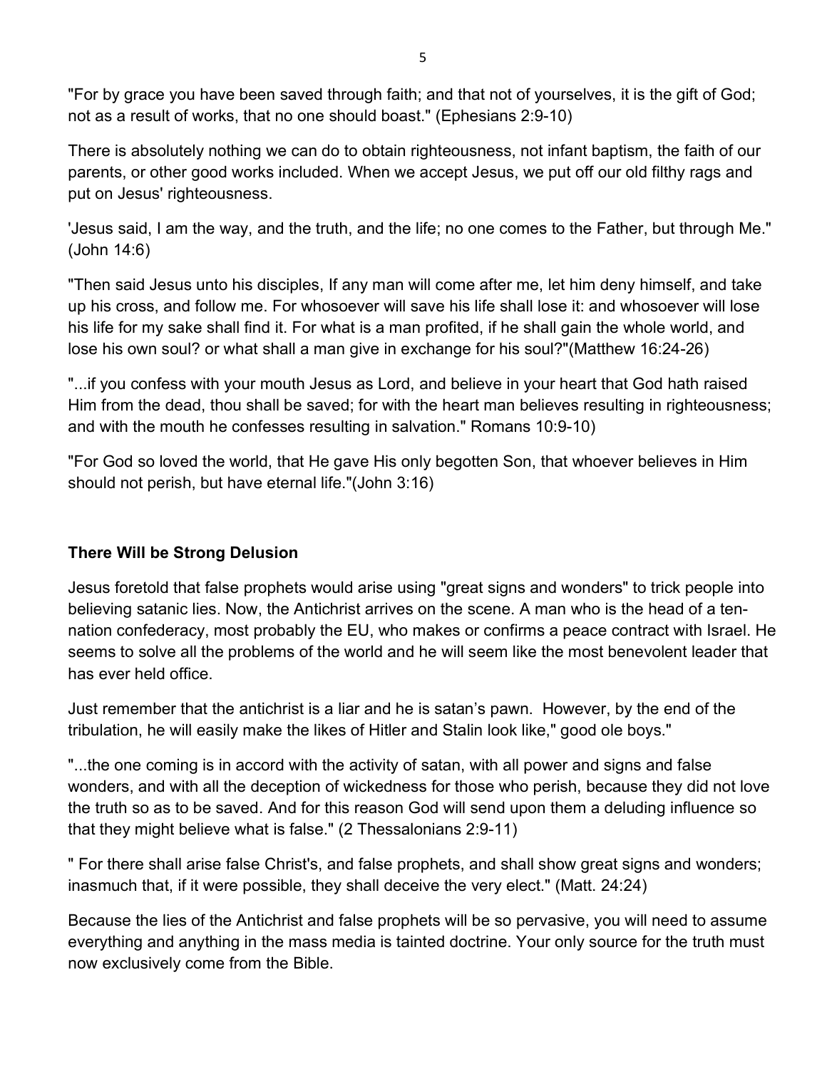"For by grace you have been saved through faith; and that not of yourselves, it is the gift of God; not as a result of works, that no one should boast." (Ephesians 2:9-10)

There is absolutely nothing we can do to obtain righteousness, not infant baptism, the faith of our parents, or other good works included. When we accept Jesus, we put off our old filthy rags and put on Jesus' righteousness.

'Jesus said, I am the way, and the truth, and the life; no one comes to the Father, but through Me." (John 14:6)

"Then said Jesus unto his disciples, If any man will come after me, let him deny himself, and take up his cross, and follow me. For whosoever will save his life shall lose it: and whosoever will lose his life for my sake shall find it. For what is a man profited, if he shall gain the whole world, and lose his own soul? or what shall a man give in exchange for his soul?"(Matthew 16:24-26)

"...if you confess with your mouth Jesus as Lord, and believe in your heart that God hath raised Him from the dead, thou shall be saved; for with the heart man believes resulting in righteousness; and with the mouth he confesses resulting in salvation." Romans 10:9-10)

"For God so loved the world, that He gave His only begotten Son, that whoever believes in Him should not perish, but have eternal life."(John 3:16)

**There Will be Strong Delusion**

Jesus foretold that false prophets would arise using "great signs and wonders" to trick people into believing satanic lies. Now, the Antichrist arrives on the scene. A man who is the head of a ten-nation confederacy, most probably the EU, who makes or confirms a peace contract with Israel. He seems to solve all the problems of the world and he will seem like the most benevolent leader that has ever held office.

Just remember that the antichrist is a liar and he is satan's pawn. However, by the end of the tribulation, he will easily make the likes of Hitler and Stalin look like," good ole boys."

"...the one coming is in accord with the activity of satan, with all power and signs and false wonders, and with all the deception of wickedness for those who perish, because they did not love the truth so as to be saved. And for this reason God will send upon them a deluding influence so that they might believe what is false." (2 Thessalonians 2:9-11)

" For there shall arise false Christ's, and false prophets, and shall show great signs and wonders; inasmuch that, if it were possible, they shall deceive the very elect." (Matt. 24:24)

Because the lies of the Antichrist and false prophets will be so pervasive, you will need to assume everything and anything in the mass media is tainted doctrine. Your only source for the truth must now exclusively come from the Bible.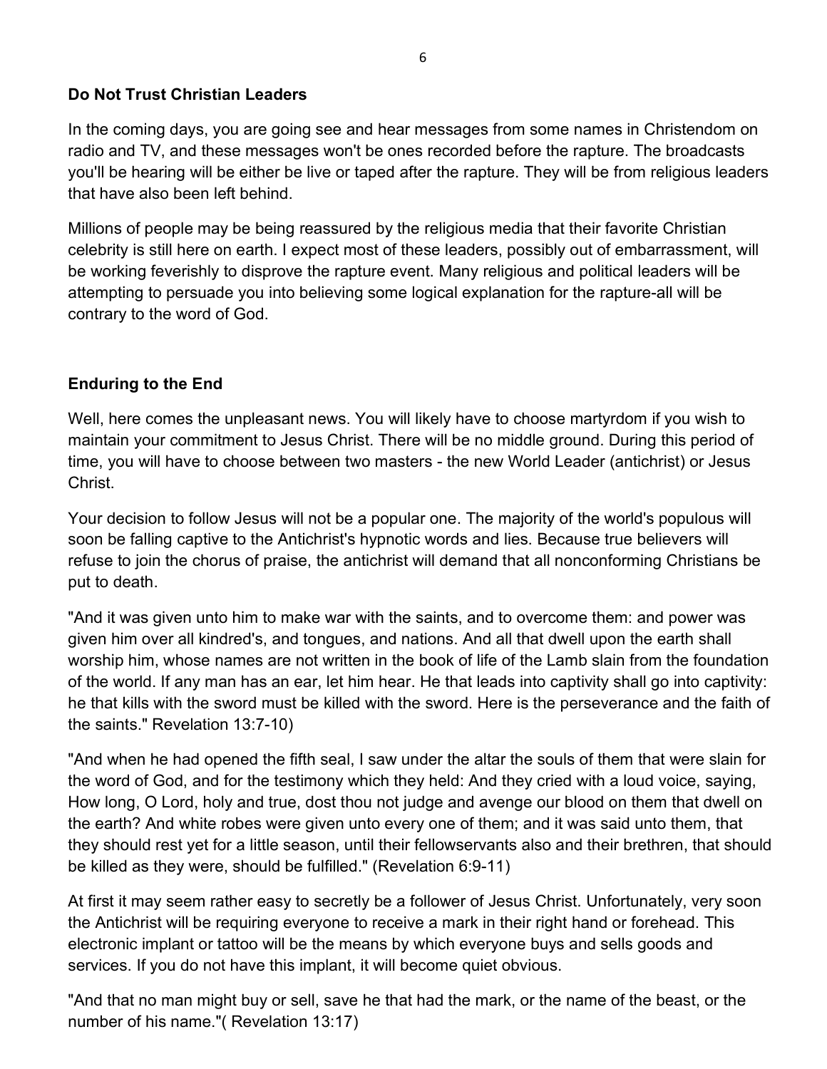## Do Not Trust Christian Leaders

In the coming days, you are going see and hear messages from some names in Christendom on radio and TV, and these messages won't be ones recorded before the rapture. The broadcasts you'll be hearing will be either be live or taped after the rapture. They will be from religious leaders that have also been left behind.

Millions of people may be being reassured by the religious media that their favorite Christian celebrity is still here on earth. I expect most of these leaders, possibly out of embarrassment, will be working feverishly to disprove the rapture event. Many religious and political leaders will be attempting to persuade you into believing some logical explanation for the rapture-all will be contrary to the word of God.

## Enduring to the End

Well, here comes the unpleasant news. You will likely have to choose martyrdom if you wish to maintain your commitment to Jesus Christ. There will be no middle ground. During this period of time, you will have to choose between two masters - the new World Leader (antichrist) or Jesus Christ.

Your decision to follow Jesus will not be a popular one. The majority of the world's populous will soon be falling captive to the Antichrist's hypnotic words and lies. Because true believers will refuse to join the chorus of praise, the antichrist will demand that all nonconforming Christians be put to death.

"And it was given unto him to make war with the saints, and to overcome them: and power was given him over all kindred's, and tongues, and nations. And all that dwell upon the earth shall worship him, whose names are not written in the book of life of the Lamb slain from the foundation of the world. If any man has an ear, let him hear. He that leads into captivity shall go into captivity: he that kills with the sword must be killed with the sword. Here is the perseverance and the faith of the saints." Revelation 13:7-10)

"And when he had opened the fifth seal, I saw under the altar the souls of them that were slain for the word of God, and for the testimony which they held: And they cried with a loud voice, saying, How long, O Lord, holy and true, dost thou not judge and avenge our blood on them that dwell on the earth? And white robes were given unto every one of them; and it was said unto them, that they should rest yet for a little season, until their fellowservants also and their brethren, that should be killed as they were, should be fulfilled." (Revelation 6:9-11)

At first it may seem rather easy to secretly be a follower of Jesus Christ. Unfortunately, very soon the Antichrist will be requiring everyone to receive a mark in their right hand or forehead. This electronic implant or tattoo will be the means by which everyone buys and sells goods and services. If you do not have this implant, it will become quiet obvious.

"And that no man might buy or sell, save he that had the mark, or the name of the beast, or the number of his name."( Revelation 13:17)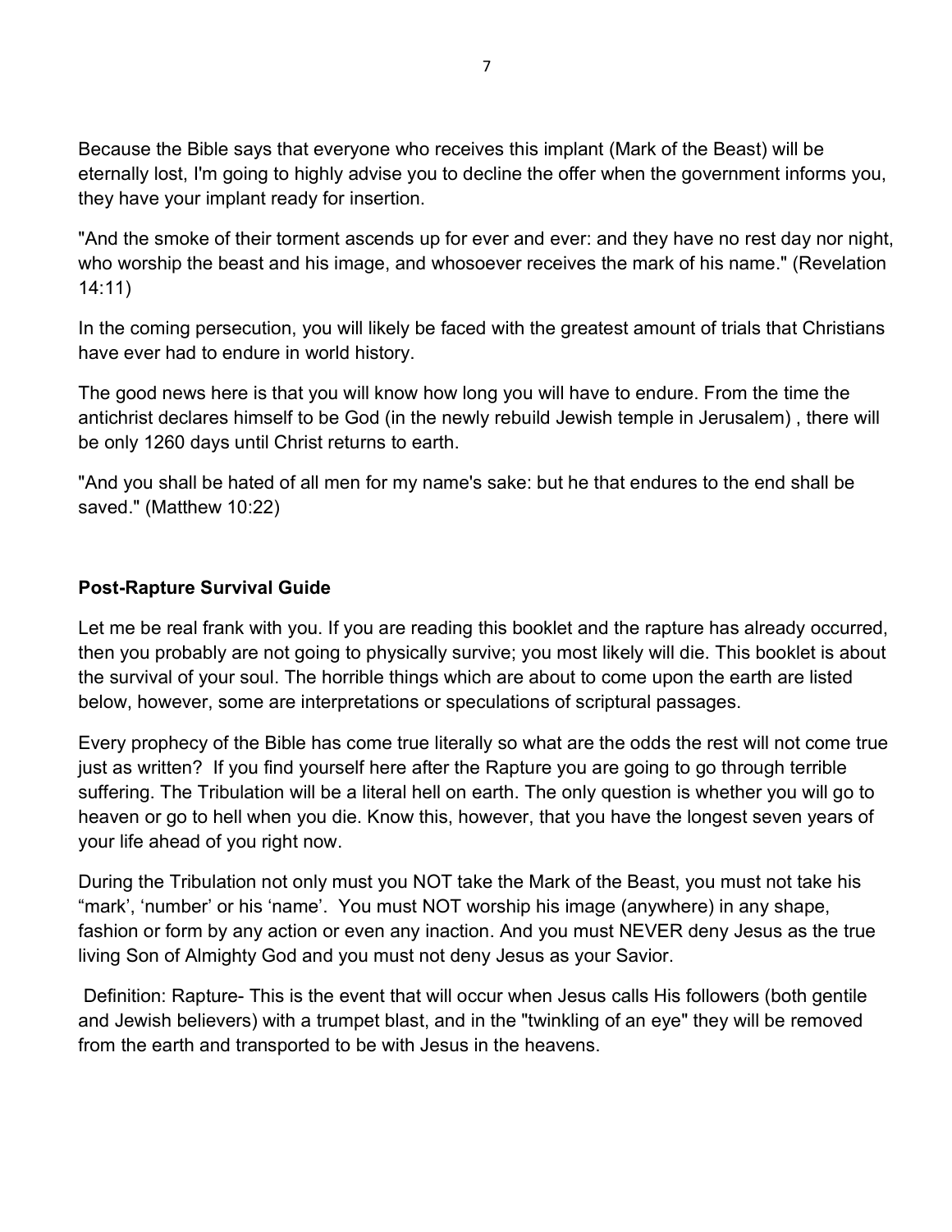Because the Bible says that everyone who receives this implant (Mark of the Beast) will be eternally lost, I'm going to highly advise you to decline the offer when the government informs you, they have your implant ready for insertion.

"And the smoke of their torment ascends up for ever and ever: and they have no rest day nor night, who worship the beast and his image, and whosoever receives the mark of his name." (Revelation 14:11)

In the coming persecution, you will likely be faced with the greatest amount of trials that Christians have ever had to endure in world history.

The good news here is that you will know how long you will have to endure. From the time the antichrist declares himself to be God (in the newly rebuild Jewish temple in Jerusalem) , there will be only 1260 days until Christ returns to earth.

"And you shall be hated of all men for my name's sake: but he that endures to the end shall be saved." (Matthew 10:22)

**Post-Rapture Survival Guide**

Let me be real frank with you. If you are reading this booklet and the rapture has already occurred, then you probably are not going to physically survive; you most likely will die. This booklet is about the survival of your soul. The horrible things which are about to come upon the earth are listed below, however, some are interpretations or speculations of scriptural passages.

Every prophecy of the Bible has come true literally so what are the odds the rest will not come true just as written? If you find yourself here after the Rapture you are going to go through terrible suffering. The Tribulation will be a literal hell on earth. The only question is whether you will go to heaven or go to hell when you die. Know this, however, that you have the longest seven years of your life ahead of you right now.

During the Tribulation not only must you NOT take the Mark of the Beast, you must not take his "mark', 'number' or his 'name'. You must NOT worship his image (anywhere) in any shape, fashion or form by any action or even any inaction. And you must NEVER deny Jesus as the true living Son of Almighty God and you must not deny Jesus as your Savior.

Definition: Rapture- This is the event that will occur when Jesus calls His followers (both gentile and Jewish believers) with a trumpet blast, and in the "twinkling of an eye" they will be removed from the earth and transported to be with Jesus in the heavens.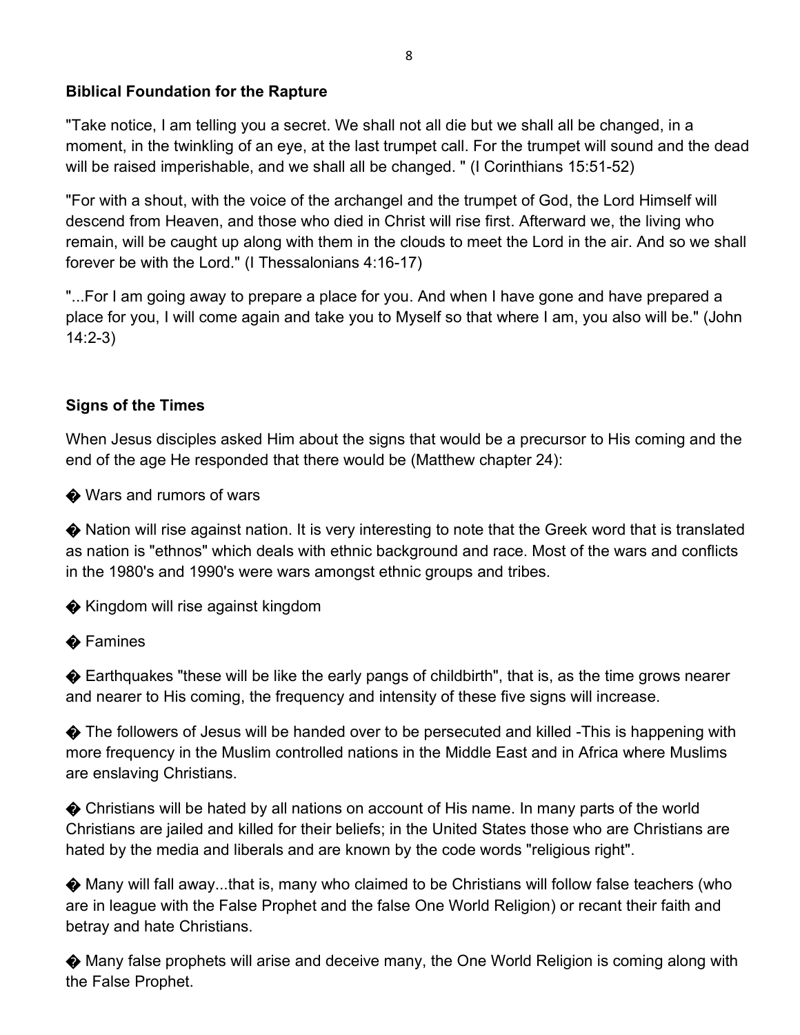**Biblical Foundation for the Rapture**

"Take notice, I am telling you a secret. We shall not all die but we shall all be changed, in a moment, in the twinkling of an eye, at the last trumpet call. For the trumpet will sound and the dead will be raised imperishable, and we shall all be changed. " (I Corinthians 15:51-52)

"For with a shout, with the voice of the archangel and the trumpet of God, the Lord Himself will descend from Heaven, and those who died in Christ will rise first. Afterward we, the living who remain, will be caught up along with them in the clouds to meet the Lord in the air. And so we shall forever be with the Lord." (I Thessalonians 4:16-17)

"...For I am going away to prepare a place for you. And when I have gone and have prepared a place for you, I will come again and take you to Myself so that where I am, you also will be." (John 14:2-3)

**Signs of the Times**

When Jesus disciples asked Him about the signs that would be a precursor to His coming and the end of the age He responded that there would be (Matthew chapter 24):

- Wars and rumors of wars
- Nation will rise against nation. It is very interesting to note that the Greek word that is translated as nation is "ethnos" which deals with ethnic background and race. Most of the wars and conflicts in the 1980's and 1990's were wars amongst ethnic groups and tribes.
- Kingdom will rise against kingdom
- Famines
- Earthquakes "these will be like the early pangs of childbirth", that is, as the time grows nearer and nearer to His coming, the frequency and intensity of these five signs will increase.
- The followers of Jesus will be handed over to be persecuted and killed -This is happening with more frequency in the Muslim controlled nations in the Middle East and in Africa where Muslims are enslaving Christians.
- Christians will be hated by all nations on account of His name. In many parts of the world Christians are jailed and killed for their beliefs; in the United States those who are Christians are hated by the media and liberals and are known by the code words "religious right".
- Many will fall away...that is, many who claimed to be Christians will follow false teachers (who are in league with the False Prophet and the false One World Religion) or recant their faith and betray and hate Christians.
- Many false prophets will arise and deceive many, the One World Religion is coming along with the False Prophet.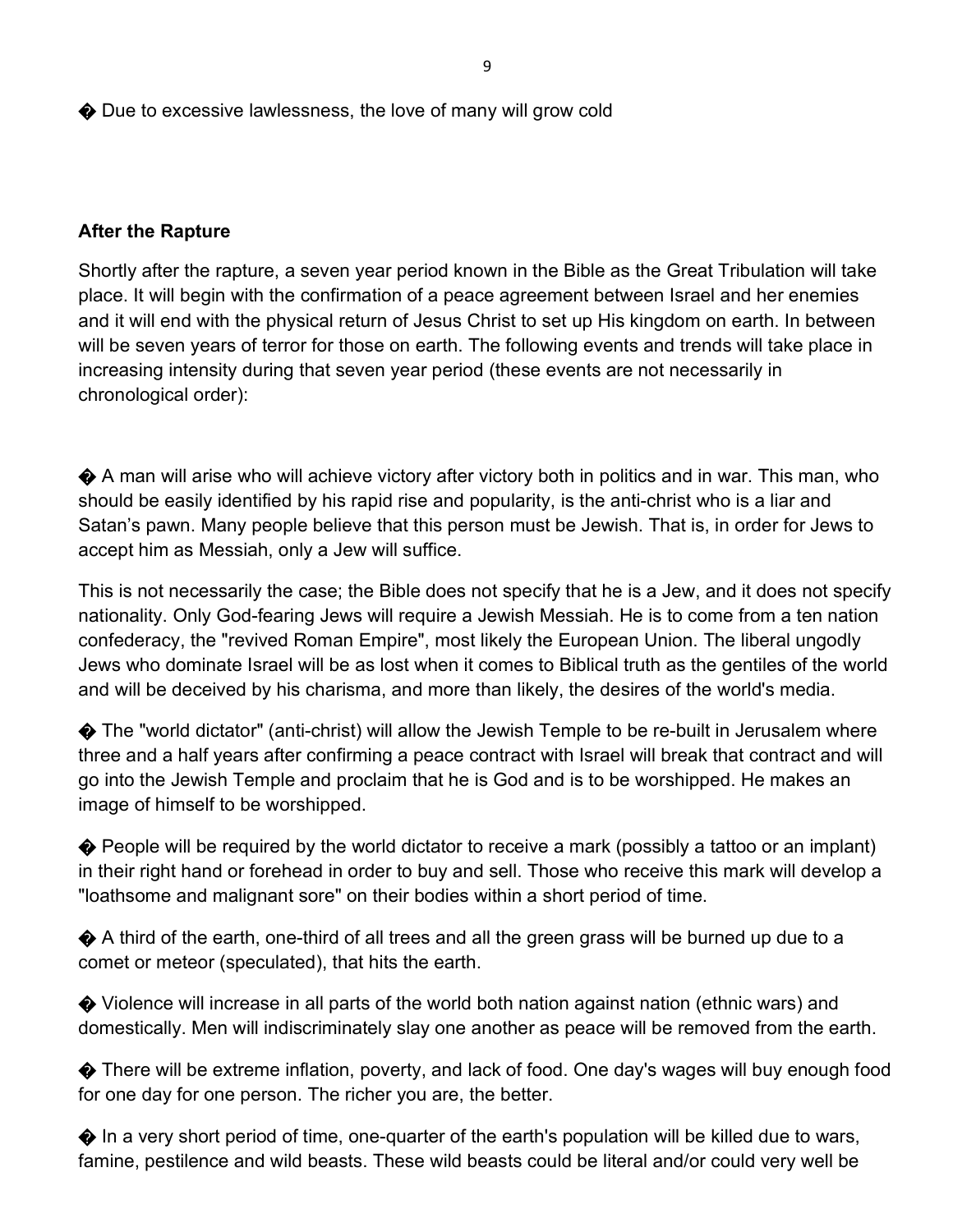- Due to excessive lawlessness, the love of many will grow cold

**After the Rapture**

Shortly after the rapture, a seven year period known in the Bible as the Great Tribulation will take place. It will begin with the confirmation of a peace agreement between Israel and her enemies and it will end with the physical return of Jesus Christ to set up His kingdom on earth. In between will be seven years of terror for those on earth. The following events and trends will take place in increasing intensity during that seven year period (these events are not necessarily in chronological order):

- A man will arise who will achieve victory after victory both in politics and in war. This man, who should be easily identified by his rapid rise and popularity, is the anti-christ who is a liar and Satan's pawn. Many people believe that this person must be Jewish. That is, in order for Jews to accept him as Messiah, only a Jew will suffice.

  This is not necessarily the case; the Bible does not specify that he is a Jew, and it does not specify nationality. Only God-fearing Jews will require a Jewish Messiah. He is to come from a ten nation confederacy, the "revived Roman Empire", most likely the European Union. The liberal ungodly Jews who dominate Israel will be as lost when it comes to Biblical truth as the gentiles of the world and will be deceived by his charisma, and more than likely, the desires of the world's media.

- The "world dictator" (anti-christ) will allow the Jewish Temple to be re-built in Jerusalem where three and a half years after confirming a peace contract with Israel will break that contract and will go into the Jewish Temple and proclaim that he is God and is to be worshipped. He makes an image of himself to be worshipped.

- People will be required by the world dictator to receive a mark (possibly a tattoo or an implant) in their right hand or forehead in order to buy and sell. Those who receive this mark will develop a "loathsome and malignant sore" on their bodies within a short period of time.

- A third of the earth, one-third of all trees and all the green grass will be burned up due to a comet or meteor (speculated), that hits the earth.

- Violence will increase in all parts of the world both nation against nation (ethnic wars) and domestically. Men will indiscriminately slay one another as peace will be removed from the earth.

- There will be extreme inflation, poverty, and lack of food. One day's wages will buy enough food for one day for one person. The richer you are, the better.

- In a very short period of time, one-quarter of the earth's population will be killed due to wars, famine, pestilence and wild beasts. These wild beasts could be literal and/or could very well be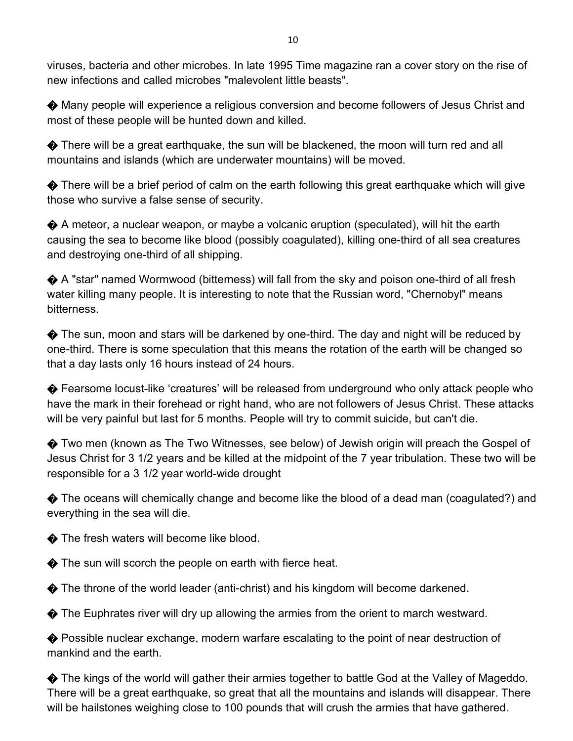viruses, bacteria and other microbes. In late 1995 Time magazine ran a cover story on the rise of new infections and called microbes "malevolent little beasts".

- Many people will experience a religious conversion and become followers of Jesus Christ and most of these people will be hunted down and killed.

- There will be a great earthquake, the sun will be blackened, the moon will turn red and all mountains and islands (which are underwater mountains) will be moved.

- There will be a brief period of calm on the earth following this great earthquake which will give those who survive a false sense of security.

- A meteor, a nuclear weapon, or maybe a volcanic eruption (speculated), will hit the earth causing the sea to become like blood (possibly coagulated), killing one-third of all sea creatures and destroying one-third of all shipping.

- A "star" named Wormwood (bitterness) will fall from the sky and poison one-third of all fresh water killing many people. It is interesting to note that the Russian word, "Chernobyl" means bitterness.

- The sun, moon and stars will be darkened by one-third. The day and night will be reduced by one-third. There is some speculation that this means the rotation of the earth will be changed so that a day lasts only 16 hours instead of 24 hours.

- Fearsome locust-like 'creatures' will be released from underground who only attack people who have the mark in their forehead or right hand, who are not followers of Jesus Christ. These attacks will be very painful but last for 5 months. People will try to commit suicide, but can't die.

- Two men (known as The Two Witnesses, see below) of Jewish origin will preach the Gospel of Jesus Christ for 3 1/2 years and be killed at the midpoint of the 7 year tribulation. These two will be responsible for a 3 1/2 year world-wide drought

- The oceans will chemically change and become like the blood of a dead man (coagulated?) and everything in the sea will die.

- The fresh waters will become like blood.

- The sun will scorch the people on earth with fierce heat.

- The throne of the world leader (anti-christ) and his kingdom will become darkened.

- The Euphrates river will dry up allowing the armies from the orient to march westward.

- Possible nuclear exchange, modern warfare escalating to the point of near destruction of mankind and the earth.

- The kings of the world will gather their armies together to battle God at the Valley of Mageddo. There will be a great earthquake, so great that all the mountains and islands will disappear. There will be hailstones weighing close to 100 pounds that will crush the armies that have gathered.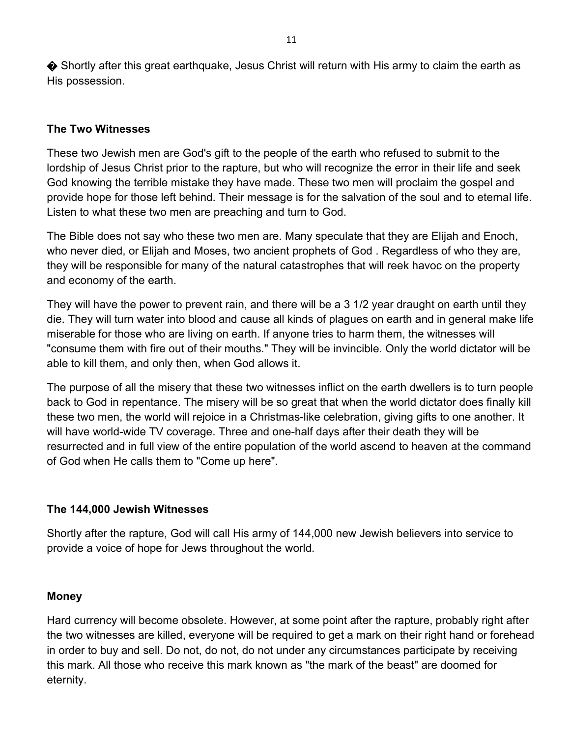� Shortly after this great earthquake, Jesus Christ will return with His army to claim the earth as His possession.

**The Two Witnesses**

These two Jewish men are God's gift to the people of the earth who refused to submit to the lordship of Jesus Christ prior to the rapture, but who will recognize the error in their life and seek God knowing the terrible mistake they have made. These two men will proclaim the gospel and provide hope for those left behind. Their message is for the salvation of the soul and to eternal life. Listen to what these two men are preaching and turn to God.

The Bible does not say who these two men are. Many speculate that they are Elijah and Enoch, who never died, or Elijah and Moses, two ancient prophets of God . Regardless of who they are, they will be responsible for many of the natural catastrophes that will reek havoc on the property and economy of the earth.

They will have the power to prevent rain, and there will be a 3 1/2 year draught on earth until they die. They will turn water into blood and cause all kinds of plagues on earth and in general make life miserable for those who are living on earth. If anyone tries to harm them, the witnesses will "consume them with fire out of their mouths." They will be invincible. Only the world dictator will be able to kill them, and only then, when God allows it.

The purpose of all the misery that these two witnesses inflict on the earth dwellers is to turn people back to God in repentance. The misery will be so great that when the world dictator does finally kill these two men, the world will rejoice in a Christmas-like celebration, giving gifts to one another. It will have world-wide TV coverage. Three and one-half days after their death they will be resurrected and in full view of the entire population of the world ascend to heaven at the command of God when He calls them to "Come up here".

**The 144,000 Jewish Witnesses**

Shortly after the rapture, God will call His army of 144,000 new Jewish believers into service to provide a voice of hope for Jews throughout the world.

**Money**

Hard currency will become obsolete. However, at some point after the rapture, probably right after the two witnesses are killed, everyone will be required to get a mark on their right hand or forehead in order to buy and sell. Do not, do not, do not under any circumstances participate by receiving this mark. All those who receive this mark known as "the mark of the beast" are doomed for eternity.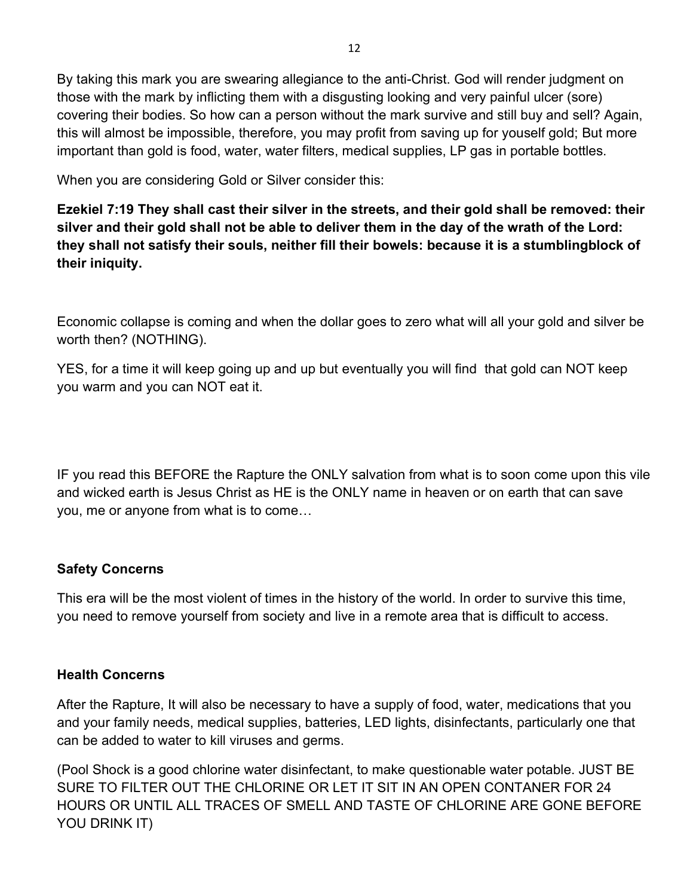By taking this mark you are swearing allegiance to the anti-Christ. God will render judgment on those with the mark by inflicting them with a disgusting looking and very painful ulcer (sore) covering their bodies. So how can a person without the mark survive and still buy and sell? Again, this will almost be impossible, therefore, you may profit from saving up for youself gold; But more important than gold is food, water, water filters, medical supplies, LP gas in portable bottles.

When you are considering Gold or Silver consider this:

**Ezekiel 7:19 They shall cast their silver in the streets, and their gold shall be removed: their silver and their gold shall not be able to deliver them in the day of the wrath of the Lord: they shall not satisfy their souls, neither fill their bowels: because it is a stumblingblock of their iniquity.**

Economic collapse is coming and when the dollar goes to zero what will all your gold and silver be worth then? (NOTHING).

YES, for a time it will keep going up and up but eventually you will find that gold can NOT keep you warm and you can NOT eat it.

IF you read this BEFORE the Rapture the ONLY salvation from what is to soon come upon this vile and wicked earth is Jesus Christ as HE is the ONLY name in heaven or on earth that can save you, me or anyone from what is to come…

**Safety Concerns**

This era will be the most violent of times in the history of the world. In order to survive this time, you need to remove yourself from society and live in a remote area that is difficult to access.

**Health Concerns**

After the Rapture, It will also be necessary to have a supply of food, water, medications that you and your family needs, medical supplies, batteries, LED lights, disinfectants, particularly one that can be added to water to kill viruses and germs.

(Pool Shock is a good chlorine water disinfectant, to make questionable water potable. JUST BE SURE TO FILTER OUT THE CHLORINE OR LET IT SIT IN AN OPEN CONTANER FOR 24 HOURS OR UNTIL ALL TRACES OF SMELL AND TASTE OF CHLORINE ARE GONE BEFORE YOU DRINK IT)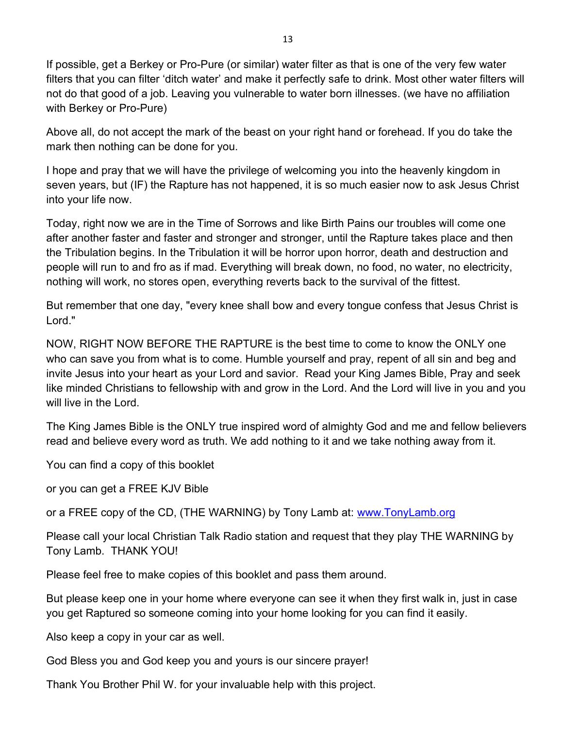If possible, get a Berkey or Pro-Pure (or similar) water filter as that is one of the very few water filters that you can filter 'ditch water' and make it perfectly safe to drink. Most other water filters will not do that good of a job. Leaving you vulnerable to water born illnesses. (we have no affiliation with Berkey or Pro-Pure)

Above all, do not accept the mark of the beast on your right hand or forehead. If you do take the mark then nothing can be done for you.

I hope and pray that we will have the privilege of welcoming you into the heavenly kingdom in seven years, but (IF) the Rapture has not happened, it is so much easier now to ask Jesus Christ into your life now.

Today, right now we are in the Time of Sorrows and like Birth Pains our troubles will come one after another faster and faster and stronger and stronger, until the Rapture takes place and then the Tribulation begins. In the Tribulation it will be horror upon horror, death and destruction and people will run to and fro as if mad. Everything will break down, no food, no water, no electricity, nothing will work, no stores open, everything reverts back to the survival of the fittest.

But remember that one day, "every knee shall bow and every tongue confess that Jesus Christ is Lord."

NOW, RIGHT NOW BEFORE THE RAPTURE is the best time to come to know the ONLY one who can save you from what is to come. Humble yourself and pray, repent of all sin and beg and invite Jesus into your heart as your Lord and savior. Read your King James Bible, Pray and seek like minded Christians to fellowship with and grow in the Lord. And the Lord will live in you and you will live in the Lord.

The King James Bible is the ONLY true inspired word of almighty God and me and fellow believers read and believe every word as truth. We add nothing to it and we take nothing away from it.

You can find a copy of this booklet

or you can get a FREE KJV Bible

or a FREE copy of the CD, (THE WARNING) by Tony Lamb at: [www.TonyLamb.org](http://www.TonyLamb.org)

Please call your local Christian Talk Radio station and request that they play THE WARNING by Tony Lamb. THANK YOU!

Please feel free to make copies of this booklet and pass them around.

But please keep one in your home where everyone can see it when they first walk in, just in case you get Raptured so someone coming into your home looking for you can find it easily.

Also keep a copy in your car as well.

God Bless you and God keep you and yours is our sincere prayer!

Thank You Brother Phil W. for your invaluable help with this project.